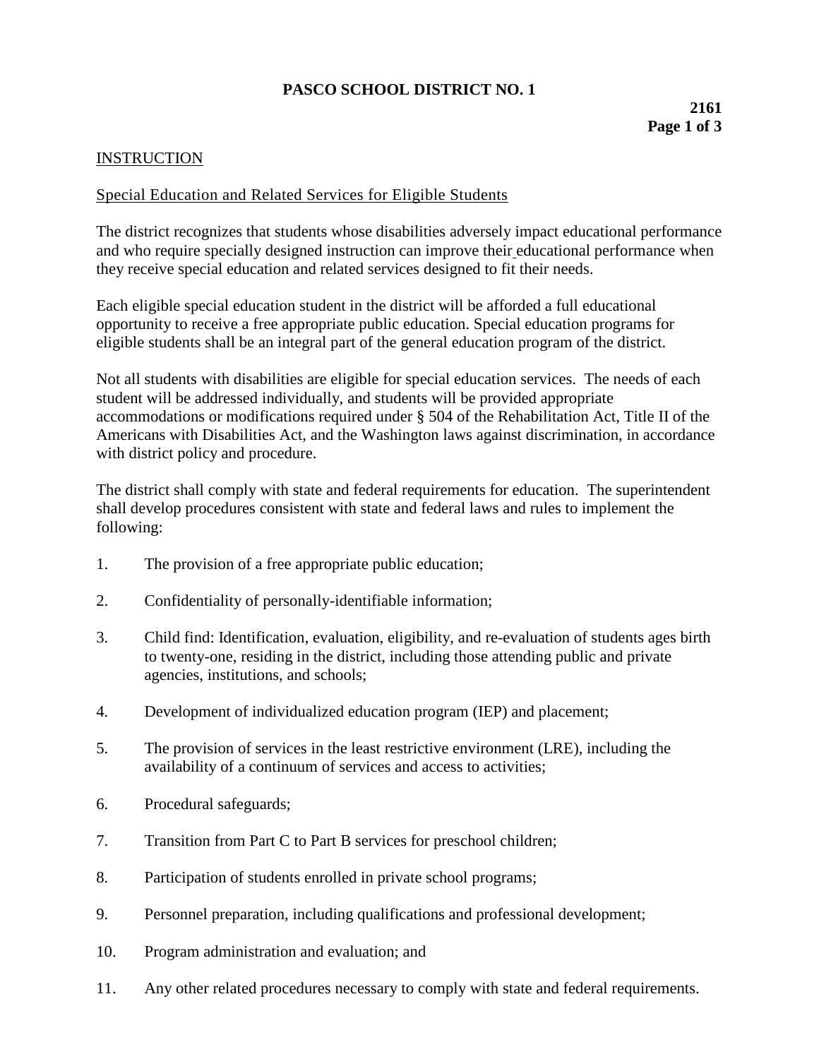# PASCO SCHOOL DISTRICT NO. 1

**2161**

## INSTRUCTION

### Special Education and Related Services for Eligible Students

The district recognizes that students whose disabilities adversely impact educational performance and who require specially designed instruction can improve their educational performance when they receive special education and related services designed to fit their needs.

Each eligible special education student in the district will be afforded a full educational opportunity to receive a free appropriate public education. Special education programs for eligible students shall be an integral part of the general education program of the district.

Not all students with disabilities are eligible for special education services. The needs of each student will be addressed individually, and students will be provided appropriate accommodations or modifications required under § 504 of the Rehabilitation Act, Title II of the Americans with Disabilities Act, and the Washington laws against discrimination, in accordance with district policy and procedure.

The district shall comply with state and federal requirements for education. The superintendent shall develop procedures consistent with state and federal laws and rules to implement the following:

1. The provision of a free appropriate public education;
2. Confidentiality of personally-identifiable information;
3. Child find: Identification, evaluation, eligibility, and re-evaluation of students ages birth to twenty-one, residing in the district, including those attending public and private agencies, institutions, and schools;
4. Development of individualized education program (IEP) and placement;
5. The provision of services in the least restrictive environment (LRE), including the availability of a continuum of services and access to activities;
6. Procedural safeguards;
7. Transition from Part C to Part B services for preschool children;
8. Participation of students enrolled in private school programs;
9. Personnel preparation, including qualifications and professional development;
10. Program administration and evaluation; and
11. Any other related procedures necessary to comply with state and federal requirements.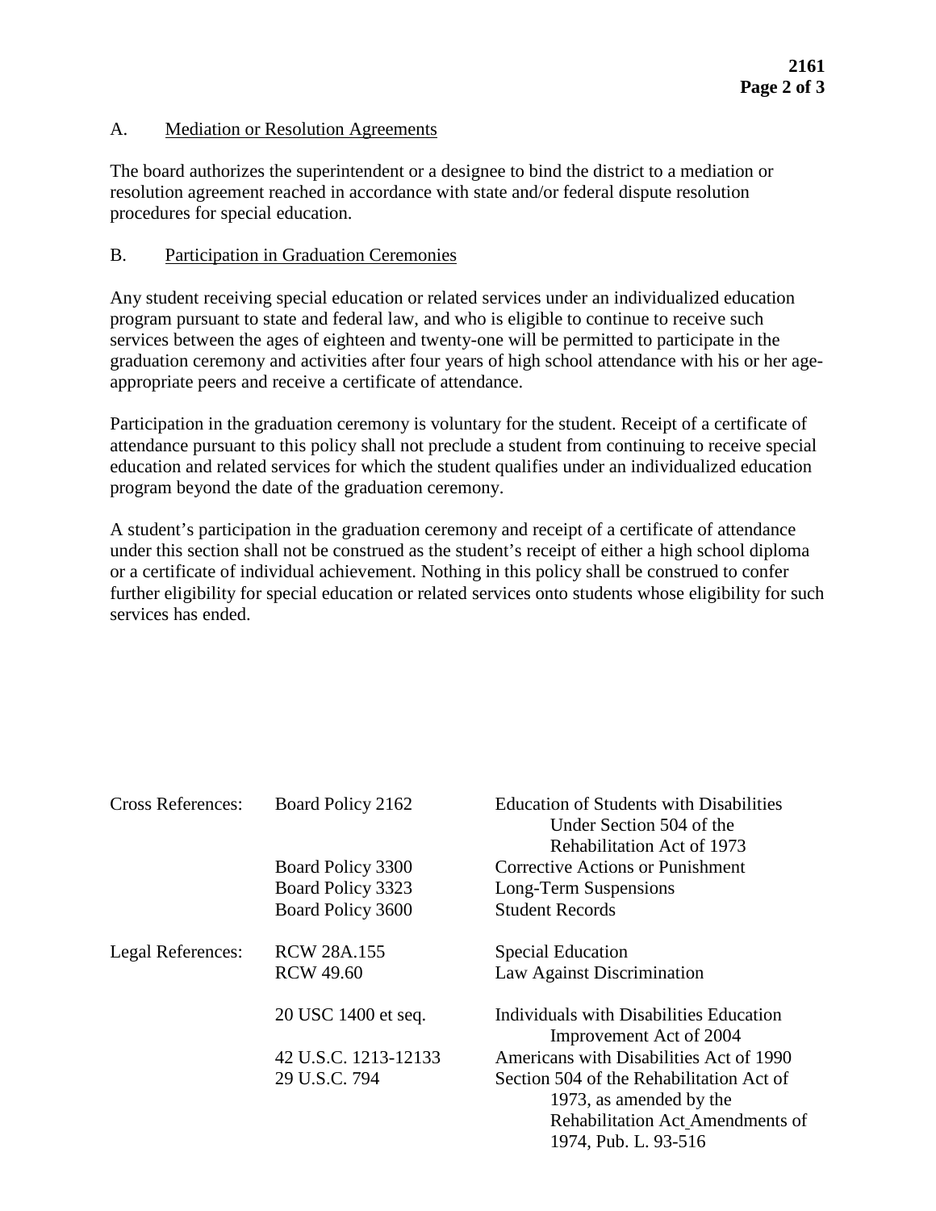A. Mediation or Resolution Agreements

The board authorizes the superintendent or a designee to bind the district to a mediation or resolution agreement reached in accordance with state and/or federal dispute resolution procedures for special education.

B. Participation in Graduation Ceremonies

Any student receiving special education or related services under an individualized education program pursuant to state and federal law, and who is eligible to continue to receive such services between the ages of eighteen and twenty-one will be permitted to participate in the graduation ceremony and activities after four years of high school attendance with his or her age-appropriate peers and receive a certificate of attendance.

Participation in the graduation ceremony is voluntary for the student. Receipt of a certificate of attendance pursuant to this policy shall not preclude a student from continuing to receive special education and related services for which the student qualifies under an individualized education program beyond the date of the graduation ceremony.

A student's participation in the graduation ceremony and receipt of a certificate of attendance under this section shall not be construed as the student's receipt of either a high school diploma or a certificate of individual achievement. Nothing in this policy shall be construed to confer further eligibility for special education or related services onto students whose eligibility for such services has ended.

| | | |
|---|---|---|
| Cross References: | Board Policy 2162 | Education of Students with Disabilities Under Section 504 of the Rehabilitation Act of 1973 |
| | Board Policy 3300 | Corrective Actions or Punishment |
| | Board Policy 3323 | Long-Term Suspensions |
| | Board Policy 3600 | Student Records |
| Legal References: | RCW 28A.155 | Special Education |
| | RCW 49.60 | Law Against Discrimination |
| | 20 USC 1400 et seq. | Individuals with Disabilities Education Improvement Act of 2004 |
| | 42 U.S.C. 1213-12133 | Americans with Disabilities Act of 1990 |
| | 29 U.S.C. 794 | Section 504 of the Rehabilitation Act of 1973, as amended by the Rehabilitation Act Amendments of 1974, Pub. L. 93-516 |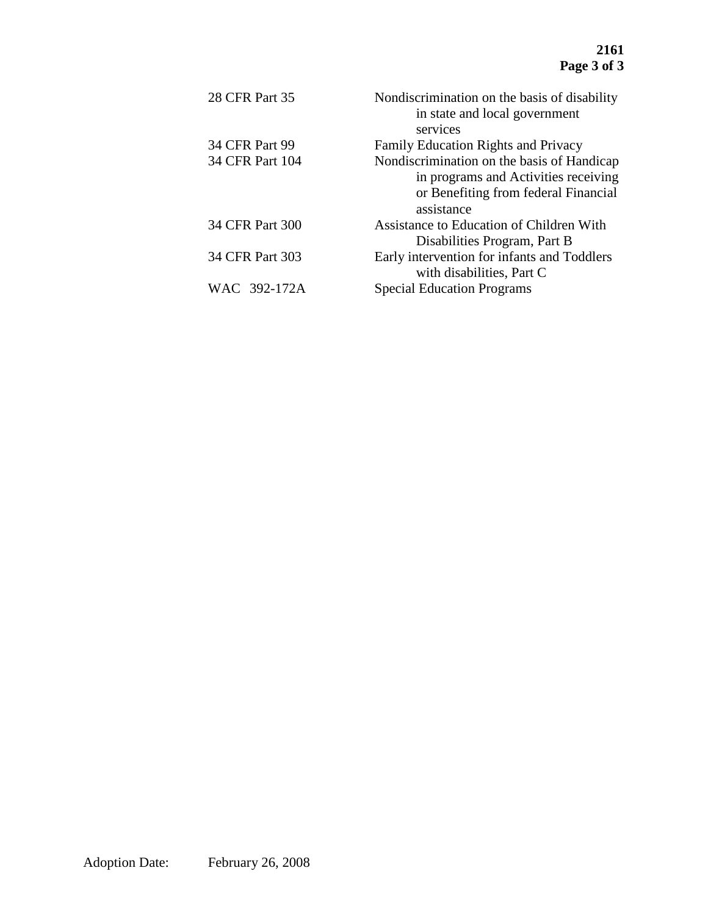| | |
|---|---|
| 28 CFR Part 35 | Nondiscrimination on the basis of disability in state and local government services |
| 34 CFR Part 99 | Family Education Rights and Privacy |
| 34 CFR Part 104 | Nondiscrimination on the basis of Handicap in programs and Activities receiving or Benefiting from federal Financial assistance |
| 34 CFR Part 300 | Assistance to Education of Children With Disabilities Program, Part B |
| 34 CFR Part 303 | Early intervention for infants and Toddlers with disabilities, Part C |
| WAC 392-172A | Special Education Programs |

Adoption Date: February 26, 2008